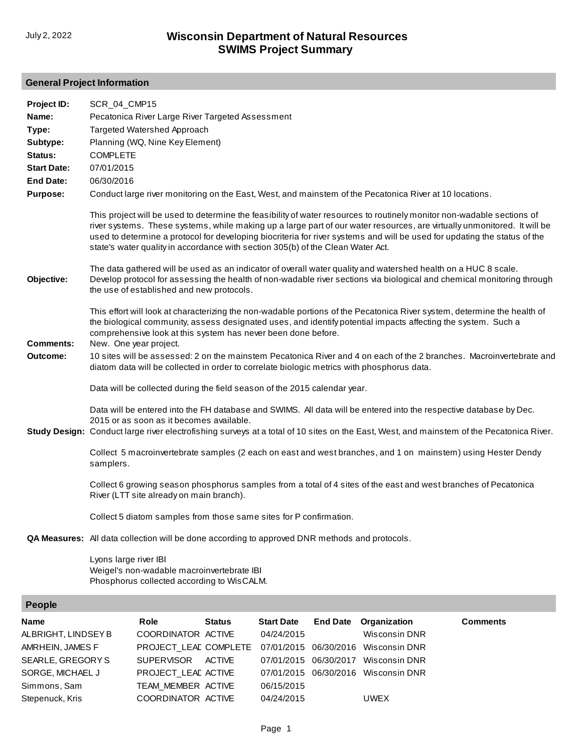July 2, 2022

# Wisconsin Department of Natural Resources
# SWIMS Project Summary

## General Project Information

**Project ID:** SCR_04_CMP15

**Name:** Pecatonica River Large River Targeted Assessment

**Type:** Targeted Watershed Approach

**Subtype:** Planning (WQ, Nine Key Element)

**Status:** COMPLETE

**Start Date:** 07/01/2015

**End Date:** 06/30/2016

**Purpose:** Conduct large river monitoring on the East, West, and mainstem of the Pecatonica River at 10 locations.

This project will be used to determine the feasibility of water resources to routinely monitor non-wadable sections of river systems. These systems, while making up a large part of our water resources, are virtually unmonitored. It will be used to determine a protocol for developing biocriteria for river systems and will be used for updating the status of the state's water quality in accordance with section 305(b) of the Clean Water Act.

The data gathered will be used as an indicator of overall water quality and watershed health on a HUC 8 scale.

**Objective:** Develop protocol for assessing the health of non-wadable river sections via biological and chemical monitoring through the use of established and new protocols.

This effort will look at characterizing the non-wadable portions of the Pecatonica River system, determine the health of the biological community, assess designated uses, and identify potential impacts affecting the system. Such a comprehensive look at this system has never been done before.

**Comments:** New. One year project.

**Outcome:** 10 sites will be assessed: 2 on the mainstem Pecatonica River and 4 on each of the 2 branches. Macroinvertebrate and diatom data will be collected in order to correlate biologic metrics with phosphorus data.

Data will be collected during the field season of the 2015 calendar year.

Data will be entered into the FH database and SWIMS. All data will be entered into the respective database by Dec. 2015 or as soon as it becomes available.

**Study Design:** Conduct large river electrofishing surveys at a total of 10 sites on the East, West, and mainstem of the Pecatonica River.

Collect 5 macroinvertebrate samples (2 each on east and west branches, and 1 on mainstem) using Hester Dendy samplers.

Collect 6 growing season phosphorus samples from a total of 4 sites of the east and west branches of Pecatonica River (LTT site already on main branch).

Collect 5 diatom samples from those same sites for P confirmation.

**QA Measures:** All data collection will be done according to approved DNR methods and protocols.

Lyons large river IBI
Weigel's non-wadable macroinvertebrate IBI
Phosphorus collected according to WisCALM.

## People

| Name | Role | Status | Start Date | End Date | Organization | Comments |
|---|---|---|---|---|---|---|
| ALBRIGHT, LINDSEY B | COORDINATOR | ACTIVE | 04/24/2015 | | Wisconsin DNR | |
| AMRHEIN, JAMES F | PROJECT_LEAD | COMPLETE | 07/01/2015 | 06/30/2016 | Wisconsin DNR | |
| SEARLE, GREGORY S | SUPERVISOR | ACTIVE | 07/01/2015 | 06/30/2017 | Wisconsin DNR | |
| SORGE, MICHAEL J | PROJECT_LEAD | ACTIVE | 07/01/2015 | 06/30/2016 | Wisconsin DNR | |
| Simmons, Sam | TEAM_MEMBER | ACTIVE | 06/15/2015 | | | |
| Stepenuck, Kris | COORDINATOR | ACTIVE | 04/24/2015 | | UWEX | |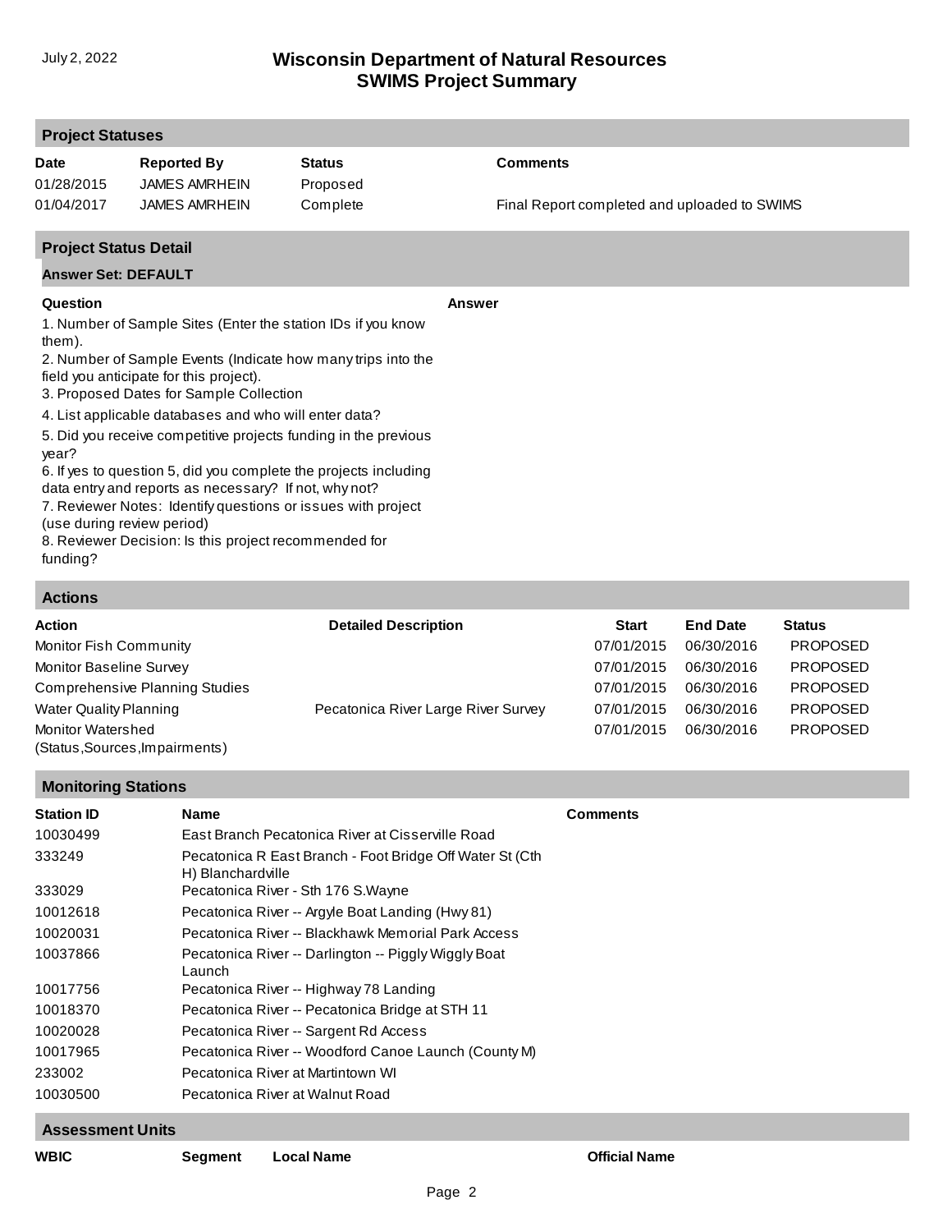## Project Statuses

| Date | Reported By | Status | Comments |
|---|---|---|---|
| 01/28/2015 | JAMES AMRHEIN | Proposed | |
| 01/04/2017 | JAMES AMRHEIN | Complete | Final Report completed and uploaded to SWIMS |

## Project Status Detail

### Answer Set: DEFAULT

| Question | Answer |
|---|---|
| 1. Number of Sample Sites (Enter the station IDs if you know them). | |
| 2. Number of Sample Events (Indicate how many trips into the field you anticipate for this project). | |
| 3. Proposed Dates for Sample Collection | |
| 4. List applicable databases and who will enter data? | |
| 5. Did you receive competitive projects funding in the previous year? | |
| 6. If yes to question 5, did you complete the projects including data entry and reports as necessary? If not, why not? | |
| 7. Reviewer Notes: Identify questions or issues with project (use during review period) | |
| 8. Reviewer Decision: Is this project recommended for funding? | |

## Actions

| Action | Detailed Description | Start | End Date | Status |
|---|---|---|---|---|
| Monitor Fish Community | | 07/01/2015 | 06/30/2016 | PROPOSED |
| Monitor Baseline Survey | | 07/01/2015 | 06/30/2016 | PROPOSED |
| Comprehensive Planning Studies | | 07/01/2015 | 06/30/2016 | PROPOSED |
| Water Quality Planning | Pecatonica River Large River Survey | 07/01/2015 | 06/30/2016 | PROPOSED |
| Monitor Watershed (Status,Sources,Impairments) | | 07/01/2015 | 06/30/2016 | PROPOSED |

## Monitoring Stations

| Station ID | Name | Comments |
|---|---|---|
| 10030499 | East Branch Pecatonica River at Cisserville Road | |
| 333249 | Pecatonica R East Branch - Foot Bridge Off Water St (Cth H) Blanchardville | |
| 333029 | Pecatonica River - Sth 176 S.Wayne | |
| 10012618 | Pecatonica River -- Argyle Boat Landing (Hwy 81) | |
| 10020031 | Pecatonica River -- Blackhawk Memorial Park Access | |
| 10037866 | Pecatonica River -- Darlington -- Piggly Wiggly Boat Launch | |
| 10017756 | Pecatonica River -- Highway 78 Landing | |
| 10018370 | Pecatonica River -- Pecatonica Bridge at STH 11 | |
| 10020028 | Pecatonica River -- Sargent Rd Access | |
| 10017965 | Pecatonica River -- Woodford Canoe Launch (County M) | |
| 233002 | Pecatonica River at Martintown WI | |
| 10030500 | Pecatonica River at Walnut Road | |

## Assessment Units

| WBIC | Segment | Local Name | Official Name |
|---|---|---|---|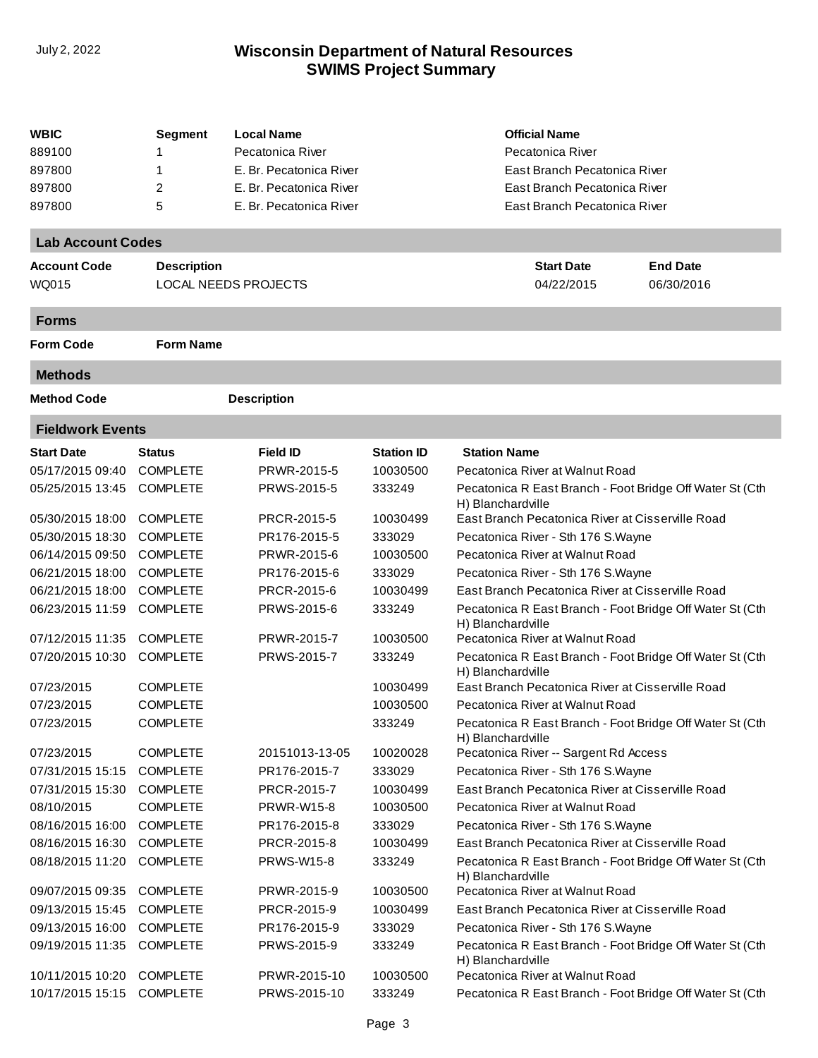| WBIC | Segment | Local Name | Official Name |
|---|---|---|---|
| 889100 | 1 | Pecatonica River | Pecatonica River |
| 897800 | 1 | E. Br. Pecatonica River | East Branch Pecatonica River |
| 897800 | 2 | E. Br. Pecatonica River | East Branch Pecatonica River |
| 897800 | 5 | E. Br. Pecatonica River | East Branch Pecatonica River |

## Lab Account Codes

| Account Code | Description | Start Date | End Date |
|---|---|---|---|
| WQ015 | LOCAL NEEDS PROJECTS | 04/22/2015 | 06/30/2016 |

## Forms

| Form Code | Form Name |
|---|---|

## Methods

| Method Code | Description |
|---|---|

## Fieldwork Events

| Start Date | Status | Field ID | Station ID | Station Name |
|---|---|---|---|---|
| 05/17/2015 09:40 | COMPLETE | PRWR-2015-5 | 10030500 | Pecatonica River at Walnut Road |
| 05/25/2015 13:45 | COMPLETE | PRWS-2015-5 | 333249 | Pecatonica R East Branch - Foot Bridge Off Water St (Cth H) Blanchardville |
| 05/30/2015 18:00 | COMPLETE | PRCR-2015-5 | 10030499 | East Branch Pecatonica River at Cisserville Road |
| 05/30/2015 18:30 | COMPLETE | PR176-2015-5 | 333029 | Pecatonica River - Sth 176 S.Wayne |
| 06/14/2015 09:50 | COMPLETE | PRWR-2015-6 | 10030500 | Pecatonica River at Walnut Road |
| 06/21/2015 18:00 | COMPLETE | PR176-2015-6 | 333029 | Pecatonica River - Sth 176 S.Wayne |
| 06/21/2015 18:00 | COMPLETE | PRCR-2015-6 | 10030499 | East Branch Pecatonica River at Cisserville Road |
| 06/23/2015 11:59 | COMPLETE | PRWS-2015-6 | 333249 | Pecatonica R East Branch - Foot Bridge Off Water St (Cth H) Blanchardville |
| 07/12/2015 11:35 | COMPLETE | PRWR-2015-7 | 10030500 | Pecatonica River at Walnut Road |
| 07/20/2015 10:30 | COMPLETE | PRWS-2015-7 | 333249 | Pecatonica R East Branch - Foot Bridge Off Water St (Cth H) Blanchardville |
| 07/23/2015 | COMPLETE | | 10030499 | East Branch Pecatonica River at Cisserville Road |
| 07/23/2015 | COMPLETE | | 10030500 | Pecatonica River at Walnut Road |
| 07/23/2015 | COMPLETE | | 333249 | Pecatonica R East Branch - Foot Bridge Off Water St (Cth H) Blanchardville |
| 07/23/2015 | COMPLETE | 20151013-13-05 | 10020028 | Pecatonica River -- Sargent Rd Access |
| 07/31/2015 15:15 | COMPLETE | PR176-2015-7 | 333029 | Pecatonica River - Sth 176 S.Wayne |
| 07/31/2015 15:30 | COMPLETE | PRCR-2015-7 | 10030499 | East Branch Pecatonica River at Cisserville Road |
| 08/10/2015 | COMPLETE | PRWR-W15-8 | 10030500 | Pecatonica River at Walnut Road |
| 08/16/2015 16:00 | COMPLETE | PR176-2015-8 | 333029 | Pecatonica River - Sth 176 S.Wayne |
| 08/16/2015 16:30 | COMPLETE | PRCR-2015-8 | 10030499 | East Branch Pecatonica River at Cisserville Road |
| 08/18/2015 11:20 | COMPLETE | PRWS-W15-8 | 333249 | Pecatonica R East Branch - Foot Bridge Off Water St (Cth H) Blanchardville |
| 09/07/2015 09:35 | COMPLETE | PRWR-2015-9 | 10030500 | Pecatonica River at Walnut Road |
| 09/13/2015 15:45 | COMPLETE | PRCR-2015-9 | 10030499 | East Branch Pecatonica River at Cisserville Road |
| 09/13/2015 16:00 | COMPLETE | PR176-2015-9 | 333029 | Pecatonica River - Sth 176 S.Wayne |
| 09/19/2015 11:35 | COMPLETE | PRWS-2015-9 | 333249 | Pecatonica R East Branch - Foot Bridge Off Water St (Cth H) Blanchardville |
| 10/11/2015 10:20 | COMPLETE | PRWR-2015-10 | 10030500 | Pecatonica River at Walnut Road |
| 10/17/2015 15:15 | COMPLETE | PRWS-2015-10 | 333249 | Pecatonica R East Branch - Foot Bridge Off Water St (Cth |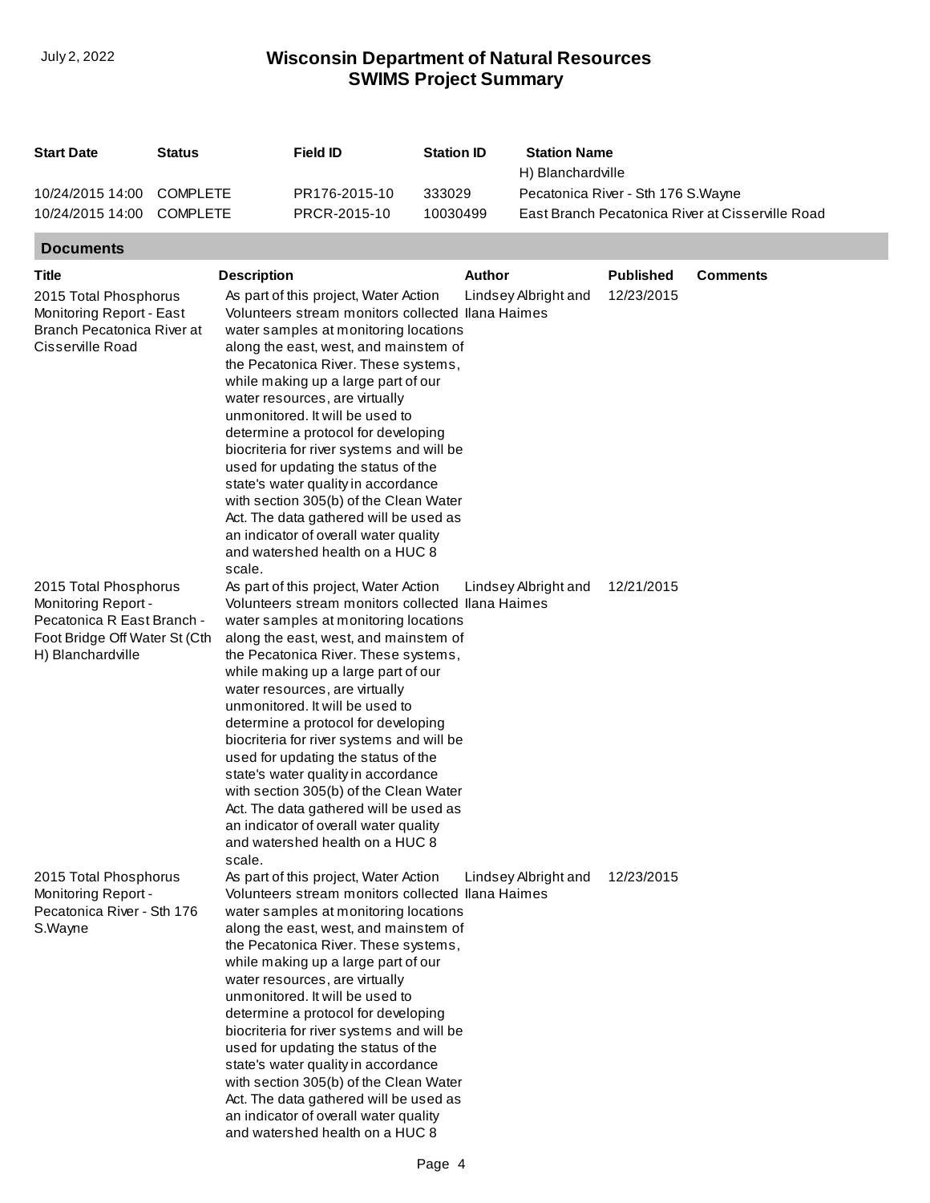| Start Date | Status | Field ID | Station ID | Station Name |
|---|---|---|---|---|
| | | | | H) Blanchardville |
| 10/24/2015 14:00 | COMPLETE | PR176-2015-10 | 333029 | Pecatonica River - Sth 176 S.Wayne |
| 10/24/2015 14:00 | COMPLETE | PRCR-2015-10 | 10030499 | East Branch Pecatonica River at Cisserville Road |

## Documents

| Title | Description | Author | Published | Comments |
|---|---|---|---|---|
| 2015 Total Phosphorus Monitoring Report - East Branch Pecatonica River at Cisserville Road | As part of this project, Water Action Volunteers stream monitors collected water samples at monitoring locations along the east, west, and mainstem of the Pecatonica River. These systems, while making up a large part of our water resources, are virtually unmonitored. It will be used to determine a protocol for developing biocriteria for river systems and will be used for updating the status of the state's water quality in accordance with section 305(b) of the Clean Water Act. The data gathered will be used as an indicator of overall water quality and watershed health on a HUC 8 scale. | Lindsey Albright and Ilana Haimes | 12/23/2015 | |
| 2015 Total Phosphorus Monitoring Report - Pecatonica R East Branch - Foot Bridge Off Water St (Cth H) Blanchardville | As part of this project, Water Action Volunteers stream monitors collected water samples at monitoring locations along the east, west, and mainstem of the Pecatonica River. These systems, while making up a large part of our water resources, are virtually unmonitored. It will be used to determine a protocol for developing biocriteria for river systems and will be used for updating the status of the state's water quality in accordance with section 305(b) of the Clean Water Act. The data gathered will be used as an indicator of overall water quality and watershed health on a HUC 8 scale. | Lindsey Albright and Ilana Haimes | 12/21/2015 | |
| 2015 Total Phosphorus Monitoring Report - Pecatonica River - Sth 176 S.Wayne | As part of this project, Water Action Volunteers stream monitors collected water samples at monitoring locations along the east, west, and mainstem of the Pecatonica River. These systems, while making up a large part of our water resources, are virtually unmonitored. It will be used to determine a protocol for developing biocriteria for river systems and will be used for updating the status of the state's water quality in accordance with section 305(b) of the Clean Water Act. The data gathered will be used as an indicator of overall water quality and watershed health on a HUC 8 | Lindsey Albright and Ilana Haimes | 12/23/2015 | |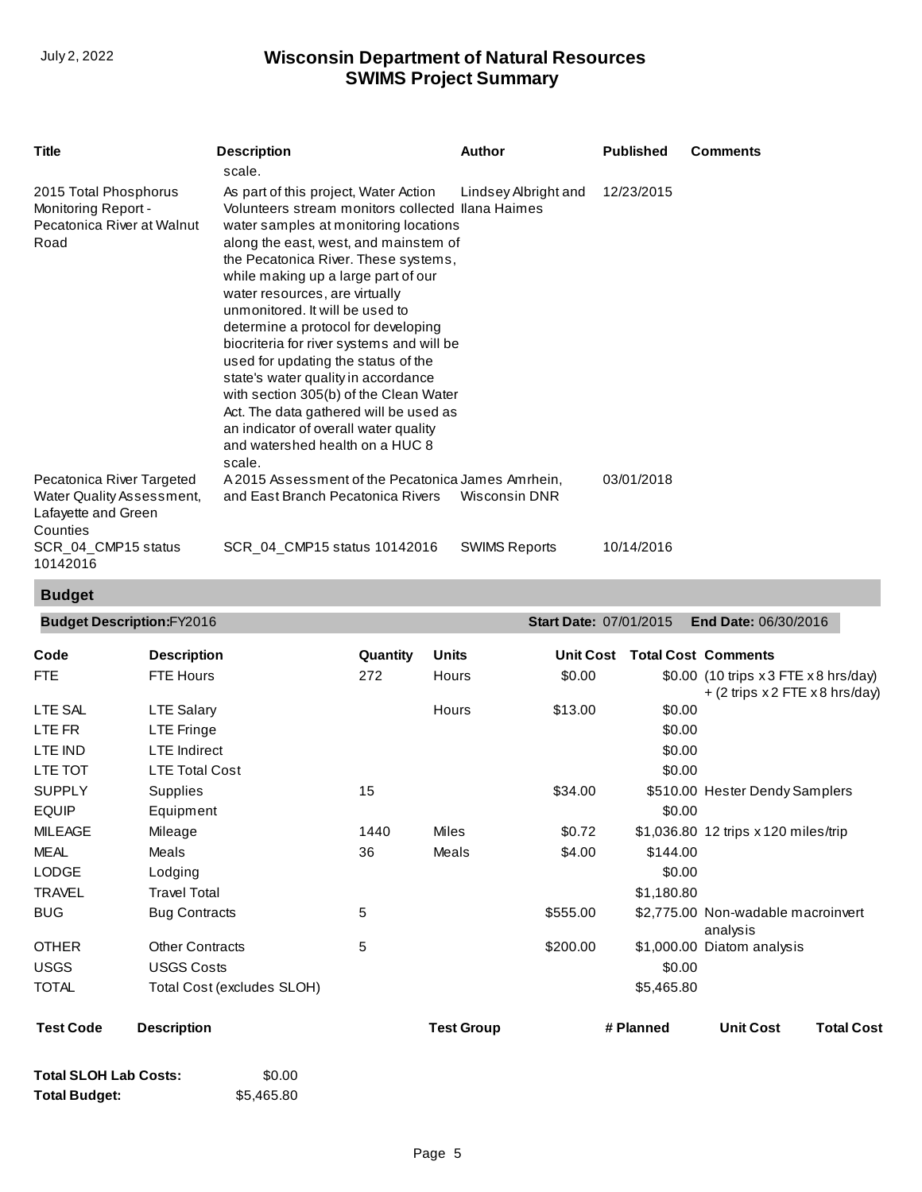| Title | Description | Author | Published | Comments |
|---|---|---|---|---|
| | scale. | | | |
| 2015 Total Phosphorus Monitoring Report - Pecatonica River at Walnut Road | As part of this project, Water Action Volunteers stream monitors collected water samples at monitoring locations along the east, west, and mainstem of the Pecatonica River. These systems, while making up a large part of our water resources, are virtually unmonitored. It will be used to determine a protocol for developing biocriteria for river systems and will be used for updating the status of the state's water quality in accordance with section 305(b) of the Clean Water Act. The data gathered will be used as an indicator of overall water quality and watershed health on a HUC 8 scale. | Lindsey Albright and Ilana Haimes | 12/23/2015 | |
| Pecatonica River Targeted Water Quality Assessment, Lafayette and Green Counties | A 2015 Assessment of the Pecatonica and East Branch Pecatonica Rivers | James Amrhein, Wisconsin DNR | 03/01/2018 | |
| SCR_04_CMP15 status 10142016 | SCR_04_CMP15 status 10142016 | SWIMS Reports | 10/14/2016 | |

## Budget

**Budget Description:** FY2016 | **Start Date:** 07/01/2015 | **End Date:** 06/30/2016

| Code | Description | Quantity | Units | Unit Cost | Total Cost | Comments |
|---|---|---|---|---|---|---|
| FTE | FTE Hours | 272 | Hours | $0.00 | $0.00 | (10 trips x 3 FTE x 8 hrs/day) + (2 trips x 2 FTE x 8 hrs/day) |
| LTE SAL | LTE Salary | | Hours | $13.00 | $0.00 | |
| LTE FR | LTE Fringe | | | | $0.00 | |
| LTE IND | LTE Indirect | | | | $0.00 | |
| LTE TOT | LTE Total Cost | | | | $0.00 | |
| SUPPLY | Supplies | 15 | | $34.00 | $510.00 | Hester Dendy Samplers |
| EQUIP | Equipment | | | | $0.00 | |
| MILEAGE | Mileage | 1440 | Miles | $0.72 | $1,036.80 | 12 trips x 120 miles/trip |
| MEAL | Meals | 36 | Meals | $4.00 | $144.00 | |
| LODGE | Lodging | | | | $0.00 | |
| TRAVEL | Travel Total | | | | $1,180.80 | |
| BUG | Bug Contracts | 5 | | $555.00 | $2,775.00 | Non-wadable macroinvert analysis |
| OTHER | Other Contracts | 5 | | $200.00 | $1,000.00 | Diatom analysis |
| USGS | USGS Costs | | | | $0.00 | |
| TOTAL | Total Cost (excludes SLOH) | | | | $5,465.80 | |

| Test Code | Description | Test Group | # Planned | Unit Cost | Total Cost |
|---|---|---|---|---|---|

**Total SLOH Lab Costs:** $0.00

**Total Budget:** $5,465.80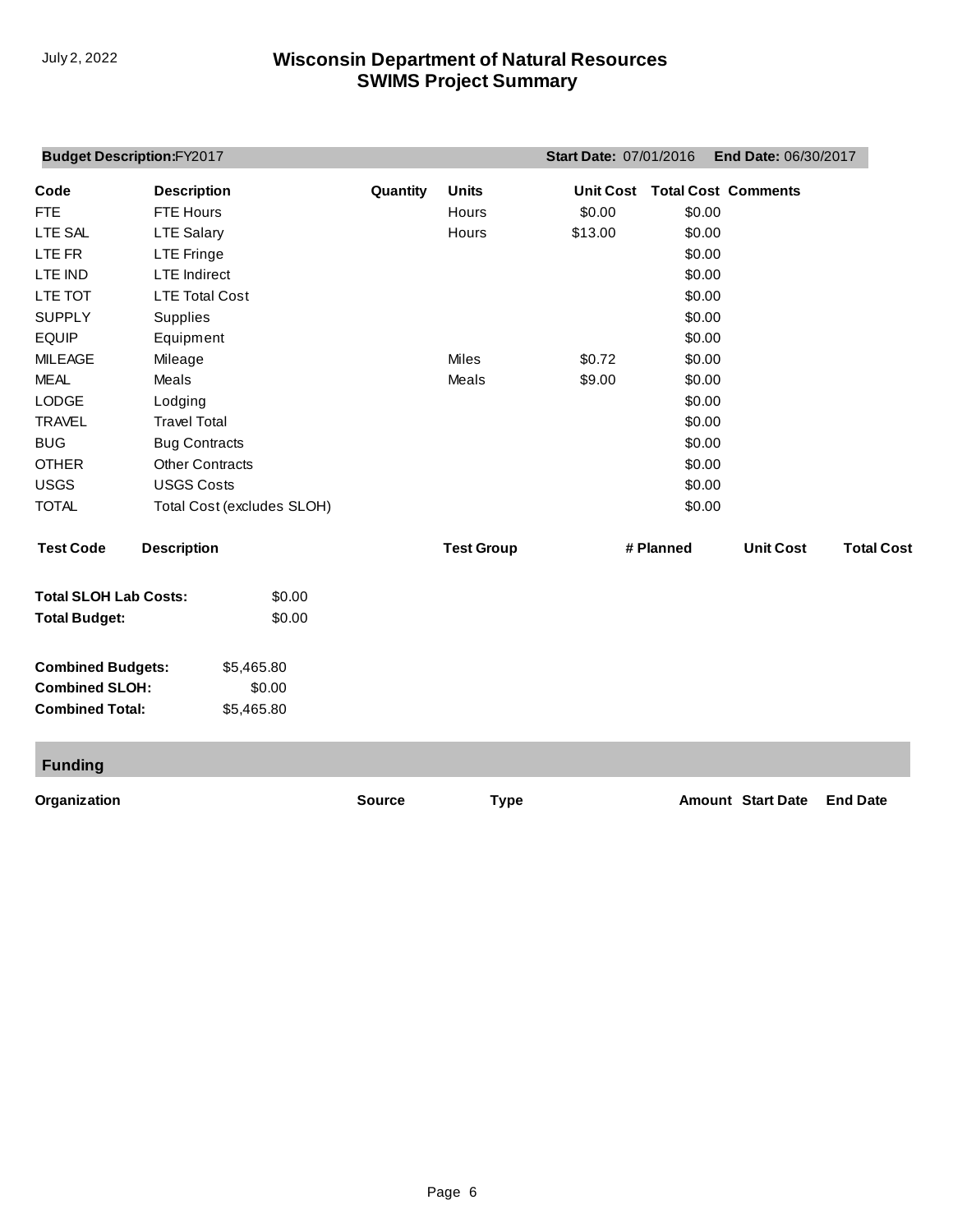**Budget Description:** FY2017 | **Start Date:** 07/01/2016 | **End Date:** 06/30/2017

| Code | Description | Quantity | Units | Unit Cost | Total Cost | Comments |
|---|---|---|---|---|---|---|
| FTE | FTE Hours | | Hours | $0.00 | $0.00 | |
| LTE SAL | LTE Salary | | Hours | $13.00 | $0.00 | |
| LTE FR | LTE Fringe | | | | $0.00 | |
| LTE IND | LTE Indirect | | | | $0.00 | |
| LTE TOT | LTE Total Cost | | | | $0.00 | |
| SUPPLY | Supplies | | | | $0.00 | |
| EQUIP | Equipment | | | | $0.00 | |
| MILEAGE | Mileage | | Miles | $0.72 | $0.00 | |
| MEAL | Meals | | Meals | $9.00 | $0.00 | |
| LODGE | Lodging | | | | $0.00 | |
| TRAVEL | Travel Total | | | | $0.00 | |
| BUG | Bug Contracts | | | | $0.00 | |
| OTHER | Other Contracts | | | | $0.00 | |
| USGS | USGS Costs | | | | $0.00 | |
| TOTAL | Total Cost (excludes SLOH) | | | | $0.00 | |

| Test Code | Description | Test Group | # Planned | Unit Cost | Total Cost |
|---|---|---|---|---|---|

**Total SLOH Lab Costs:** $0.00
**Total Budget:** $0.00

**Combined Budgets:** $5,465.80
**Combined SLOH:** $0.00
**Combined Total:** $5,465.80

## Funding

| Organization | Source | Type | Amount | Start Date | End Date |
|---|---|---|---|---|---|